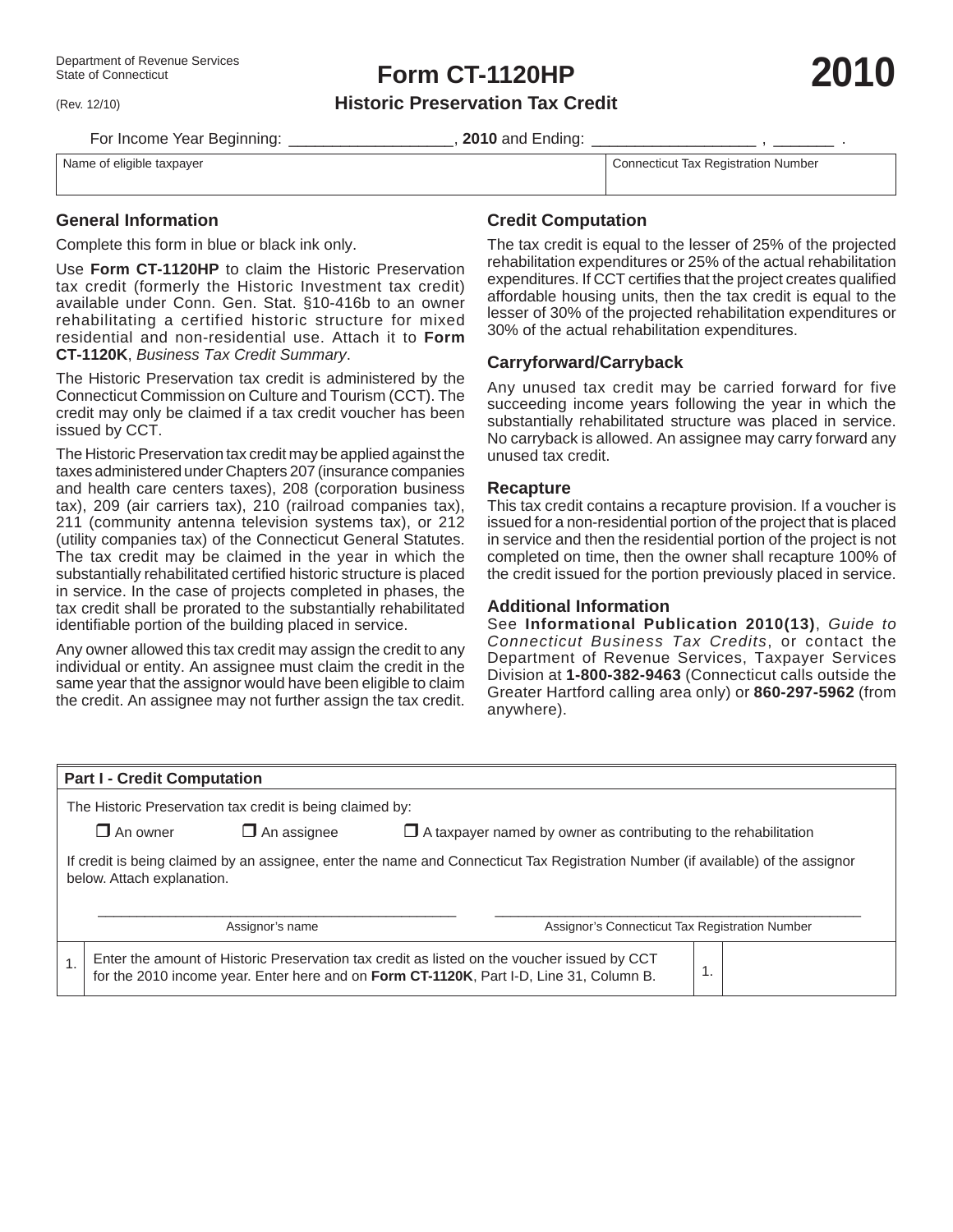Department of Revenue Services
State of Connecticut

(Rev. 12/10)

# Form CT-1120HP

## Historic Preservation Tax Credit

# 2010

For Income Year Beginning: ________________, **2010** and Ending: ________________ , ______ .

| Name of eligible taxpayer | Connecticut Tax Registration Number |
|---|---|
| | |

## General Information

Complete this form in blue or black ink only.

Use **Form CT-1120HP** to claim the Historic Preservation tax credit (formerly the Historic Investment tax credit) available under Conn. Gen. Stat. §10-416b to an owner rehabilitating a certified historic structure for mixed residential and non-residential use. Attach it to **Form CT-1120K**, *Business Tax Credit Summary*.

The Historic Preservation tax credit is administered by the Connecticut Commission on Culture and Tourism (CCT). The credit may only be claimed if a tax credit voucher has been issued by CCT.

The Historic Preservation tax credit may be applied against the taxes administered under Chapters 207 (insurance companies and health care centers taxes), 208 (corporation business tax), 209 (air carriers tax), 210 (railroad companies tax), 211 (community antenna television systems tax), or 212 (utility companies tax) of the Connecticut General Statutes. The tax credit may be claimed in the year in which the substantially rehabilitated certified historic structure is placed in service. In the case of projects completed in phases, the tax credit shall be prorated to the substantially rehabilitated identifiable portion of the building placed in service.

Any owner allowed this tax credit may assign the credit to any individual or entity. An assignee must claim the credit in the same year that the assignor would have been eligible to claim the credit. An assignee may not further assign the tax credit.

## Credit Computation

The tax credit is equal to the lesser of 25% of the projected rehabilitation expenditures or 25% of the actual rehabilitation expenditures. If CCT certifies that the project creates qualified affordable housing units, then the tax credit is equal to the lesser of 30% of the projected rehabilitation expenditures or 30% of the actual rehabilitation expenditures.

## Carryforward/Carryback

Any unused tax credit may be carried forward for five succeeding income years following the year in which the substantially rehabilitated structure was placed in service. No carryback is allowed. An assignee may carry forward any unused tax credit.

## Recapture

This tax credit contains a recapture provision. If a voucher is issued for a non-residential portion of the project that is placed in service and then the residential portion of the project is not completed on time, then the owner shall recapture 100% of the credit issued for the portion previously placed in service.

## Additional Information

See **Informational Publication 2010(13)**, *Guide to Connecticut Business Tax Credits*, or contact the Department of Revenue Services, Taxpayer Services Division at **1-800-382-9463** (Connecticut calls outside the Greater Hartford calling area only) or **860-297-5962** (from anywhere).

### Part I - Credit Computation

The Historic Preservation tax credit is being claimed by:

☐ An owner ☐ An assignee ☐ A taxpayer named by owner as contributing to the rehabilitation

If credit is being claimed by an assignee, enter the name and Connecticut Tax Registration Number (if available) of the assignor below. Attach explanation.

________________________________ Assignor's name

________________________________ Assignor's Connecticut Tax Registration Number

| | | | |
|---|---|---|---|
| 1. | Enter the amount of Historic Preservation tax credit as listed on the voucher issued by CCT for the 2010 income year. Enter here and on **Form CT-1120K**, Part I-D, Line 31, Column B. | 1. | |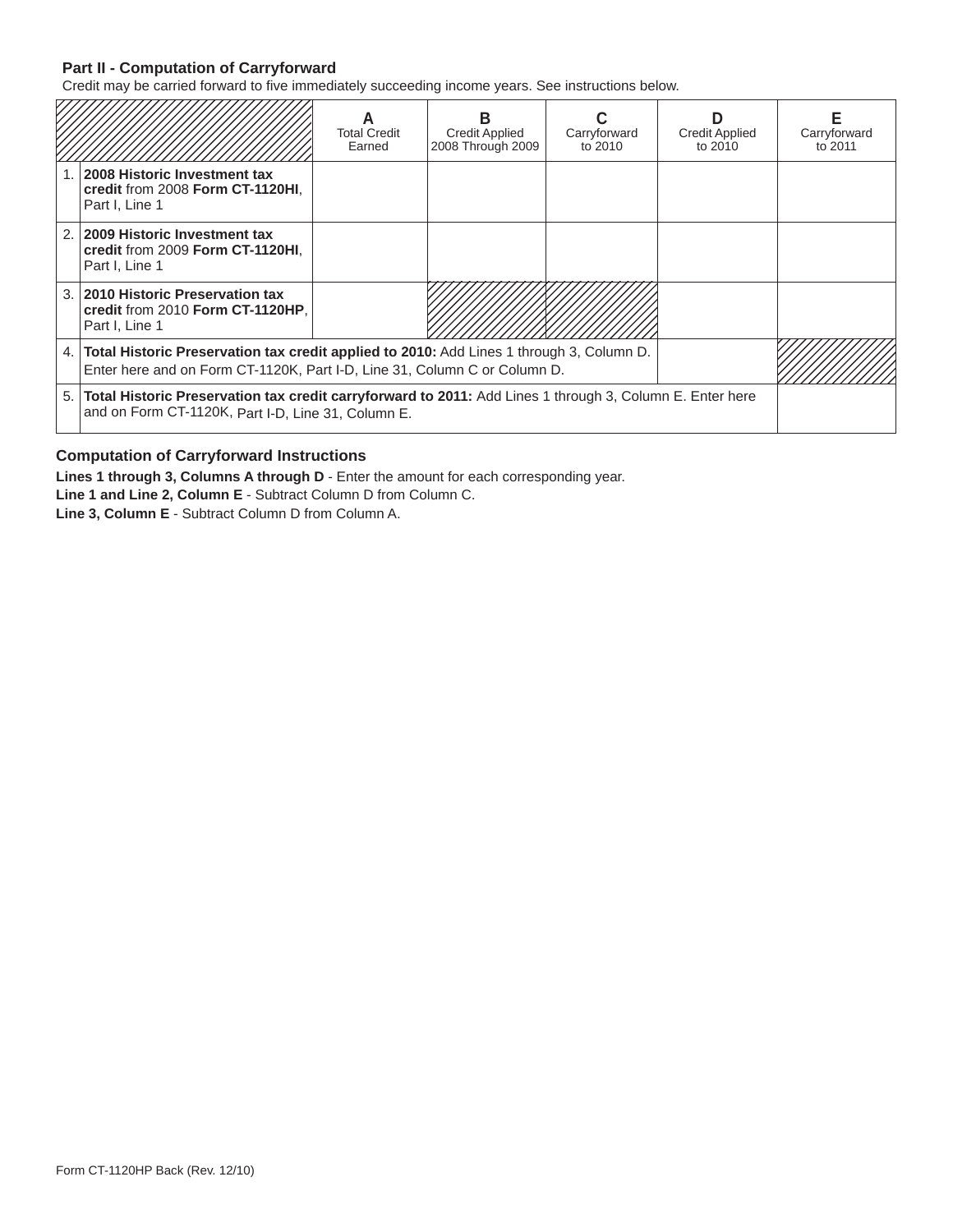## Part II - Computation of Carryforward

Credit may be carried forward to five immediately succeeding income years. See instructions below.

| | | A<br>Total Credit Earned | B<br>Credit Applied 2008 Through 2009 | C<br>Carryforward to 2010 | D<br>Credit Applied to 2010 | E<br>Carryforward to 2011 |
|---|---|---|---|---|---|---|
| 1. | **2008 Historic Investment tax credit** from 2008 **Form CT-1120HI**, Part I, Line 1 | | | | | |
| 2. | **2009 Historic Investment tax credit** from 2009 **Form CT-1120HI**, Part I, Line 1 | | | | | |
| 3. | **2010 Historic Preservation tax credit** from 2010 **Form CT-1120HP**, Part I, Line 1 | | | | | |
| 4. | **Total Historic Preservation tax credit applied to 2010:** Add Lines 1 through 3, Column D. Enter here and on Form CT-1120K, Part I-D, Line 31, Column C or Column D. | | | | | |
| 5. | **Total Historic Preservation tax credit carryforward to 2011:** Add Lines 1 through 3, Column E. Enter here and on Form CT-1120K, Part I-D, Line 31, Column E. | | | | | |

### Computation of Carryforward Instructions

**Lines 1 through 3, Columns A through D** - Enter the amount for each corresponding year.

**Line 1 and Line 2, Column E** - Subtract Column D from Column C.

**Line 3, Column E** - Subtract Column D from Column A.

Form CT-1120HP Back (Rev. 12/10)